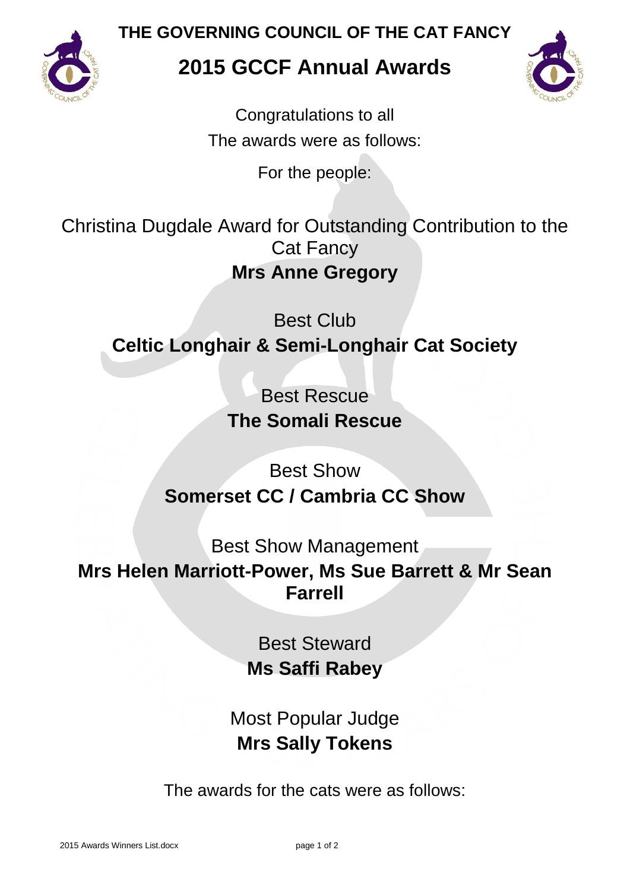THE GOVERNING COUNCIL OF THE CAT FANCY

# 2015 GCCF Annual Awards

Congratulations to all

The awards were as follows:

For the people:

Christina Dugdale Award for Outstanding Contribution to the Cat Fancy

**Mrs Anne Gregory**

Best Club

**Celtic Longhair & Semi-Longhair Cat Society**

Best Rescue

**The Somali Rescue**

Best Show

**Somerset CC / Cambria CC Show**

Best Show Management

**Mrs Helen Marriott-Power, Ms Sue Barrett & Mr Sean Farrell**

Best Steward

**Ms Saffi Rabey**

Most Popular Judge

**Mrs Sally Tokens**

The awards for the cats were as follows: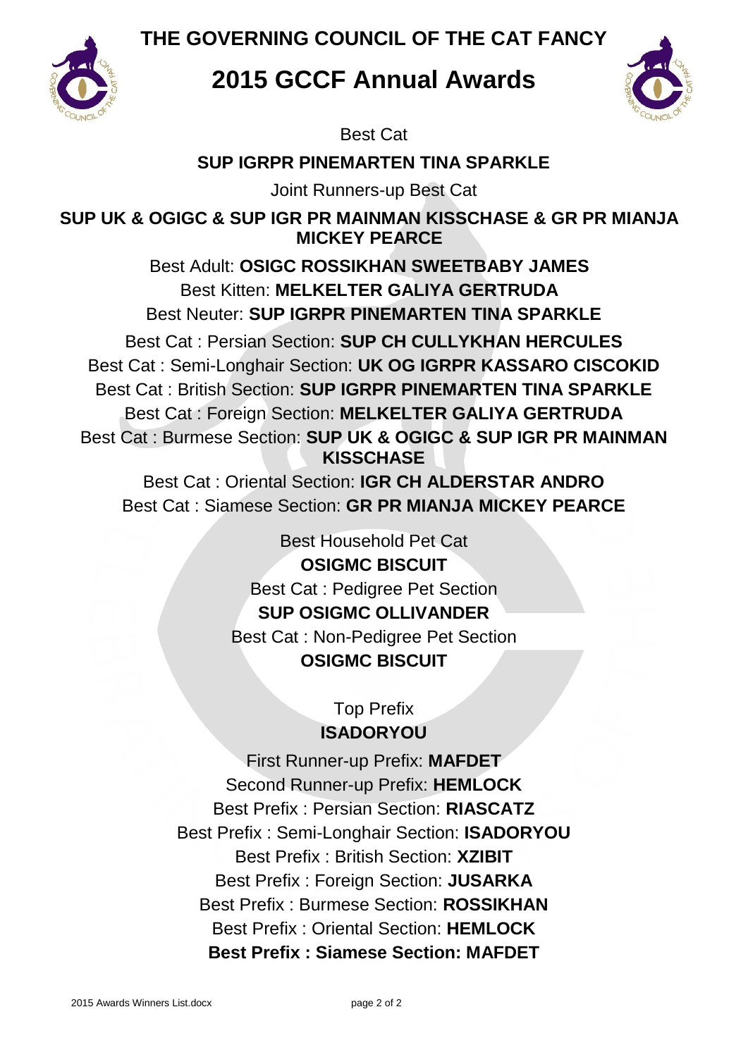THE GOVERNING COUNCIL OF THE CAT FANCY

# 2015 GCCF Annual Awards

Best Cat

**SUP IGRPR PINEMARTEN TINA SPARKLE**

Joint Runners-up Best Cat

**SUP UK & OGIGC & SUP IGR PR MAINMAN KISSCHASE & GR PR MIANJA MICKEY PEARCE**

Best Adult: **OSIGC ROSSIKHAN SWEETBABY JAMES**

Best Kitten: **MELKELTER GALIYA GERTRUDA**

Best Neuter: **SUP IGRPR PINEMARTEN TINA SPARKLE**

Best Cat : Persian Section: **SUP CH CULLYKHAN HERCULES**

Best Cat : Semi-Longhair Section: **UK OG IGRPR KASSARO CISCOKID**

Best Cat : British Section: **SUP IGRPR PINEMARTEN TINA SPARKLE**

Best Cat : Foreign Section: **MELKELTER GALIYA GERTRUDA**

Best Cat : Burmese Section: **SUP UK & OGIGC & SUP IGR PR MAINMAN KISSCHASE**

Best Cat : Oriental Section: **IGR CH ALDERSTAR ANDRO**

Best Cat : Siamese Section: **GR PR MIANJA MICKEY PEARCE**

Best Household Pet Cat

**OSIGMC BISCUIT**

Best Cat : Pedigree Pet Section

**SUP OSIGMC OLLIVANDER**

Best Cat : Non-Pedigree Pet Section

**OSIGMC BISCUIT**

Top Prefix

**ISADORYOU**

First Runner-up Prefix: **MAFDET**

Second Runner-up Prefix: **HEMLOCK**

Best Prefix : Persian Section: **RIASCATZ**

Best Prefix : Semi-Longhair Section: **ISADORYOU**

Best Prefix : British Section: **XZIBIT**

Best Prefix : Foreign Section: **JUSARKA**

Best Prefix : Burmese Section: **ROSSIKHAN**

Best Prefix : Oriental Section: **HEMLOCK**

**Best Prefix : Siamese Section: MAFDET**